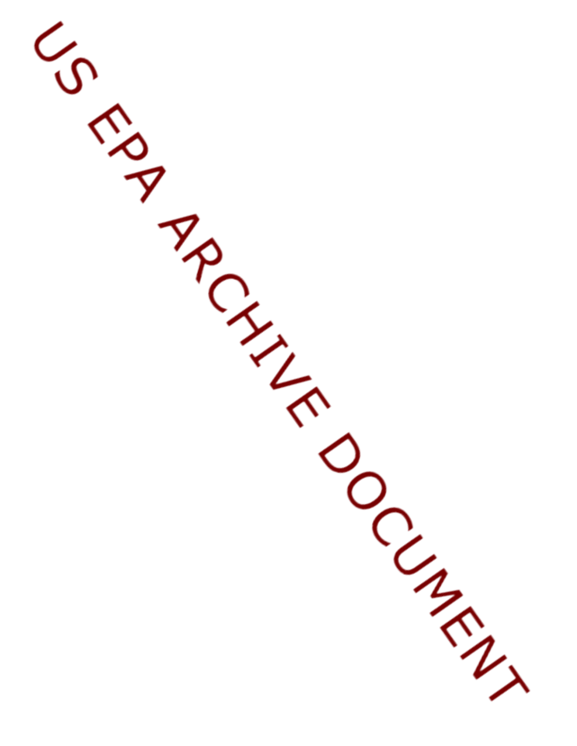US EPA ARCHIVE DOCUMENT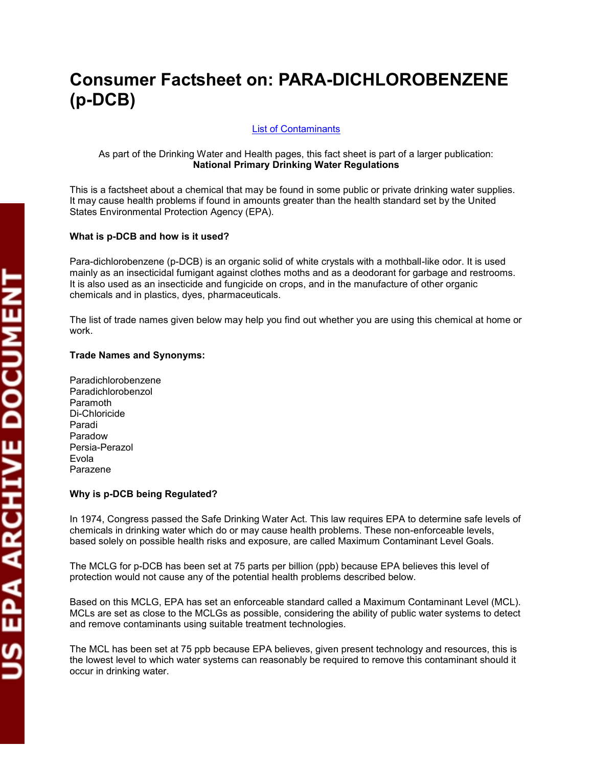# Consumer Factsheet on: PARA-DICHLOROBENZENE (p-DCB)

[List of Contaminants]

As part of the Drinking Water and Health pages, this fact sheet is part of a larger publication: **National Primary Drinking Water Regulations**

This is a factsheet about a chemical that may be found in some public or private drinking water supplies. It may cause health problems if found in amounts greater than the health standard set by the United States Environmental Protection Agency (EPA).

### What is p-DCB and how is it used?

Para-dichlorobenzene (p-DCB) is an organic solid of white crystals with a mothball-like odor. It is used mainly as an insecticidal fumigant against clothes moths and as a deodorant for garbage and restrooms. It is also used as an insecticide and fungicide on crops, and in the manufacture of other organic chemicals and in plastics, dyes, pharmaceuticals.

The list of trade names given below may help you find out whether you are using this chemical at home or work.

### Trade Names and Synonyms:

Paradichlorobenzene
Paradichlorobenzol
Paramoth
Di-Chloricide
Paradi
Paradow
Persia-Perazol
Evola
Parazene

### Why is p-DCB being Regulated?

In 1974, Congress passed the Safe Drinking Water Act. This law requires EPA to determine safe levels of chemicals in drinking water which do or may cause health problems. These non-enforceable levels, based solely on possible health risks and exposure, are called Maximum Contaminant Level Goals.

The MCLG for p-DCB has been set at 75 parts per billion (ppb) because EPA believes this level of protection would not cause any of the potential health problems described below.

Based on this MCLG, EPA has set an enforceable standard called a Maximum Contaminant Level (MCL). MCLs are set as close to the MCLGs as possible, considering the ability of public water systems to detect and remove contaminants using suitable treatment technologies.

The MCL has been set at 75 ppb because EPA believes, given present technology and resources, this is the lowest level to which water systems can reasonably be required to remove this contaminant should it occur in drinking water.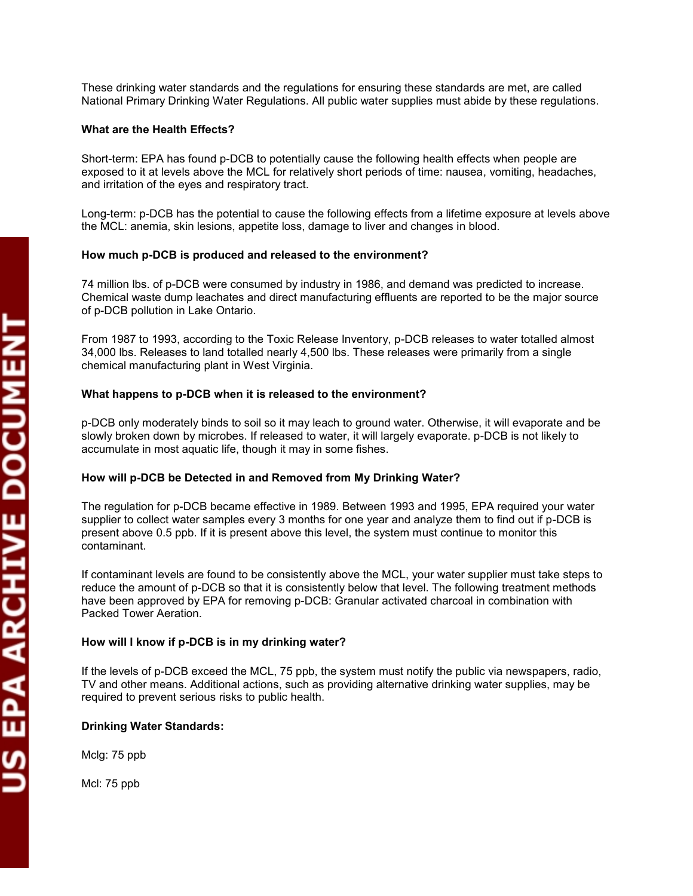These drinking water standards and the regulations for ensuring these standards are met, are called National Primary Drinking Water Regulations. All public water supplies must abide by these regulations.

**What are the Health Effects?**

Short-term: EPA has found p-DCB to potentially cause the following health effects when people are exposed to it at levels above the MCL for relatively short periods of time: nausea, vomiting, headaches, and irritation of the eyes and respiratory tract.

Long-term: p-DCB has the potential to cause the following effects from a lifetime exposure at levels above the MCL: anemia, skin lesions, appetite loss, damage to liver and changes in blood.

**How much p-DCB is produced and released to the environment?**

74 million lbs. of p-DCB were consumed by industry in 1986, and demand was predicted to increase. Chemical waste dump leachates and direct manufacturing effluents are reported to be the major source of p-DCB pollution in Lake Ontario.

From 1987 to 1993, according to the Toxic Release Inventory, p-DCB releases to water totalled almost 34,000 lbs. Releases to land totalled nearly 4,500 lbs. These releases were primarily from a single chemical manufacturing plant in West Virginia.

**What happens to p-DCB when it is released to the environment?**

p-DCB only moderately binds to soil so it may leach to ground water. Otherwise, it will evaporate and be slowly broken down by microbes. If released to water, it will largely evaporate. p-DCB is not likely to accumulate in most aquatic life, though it may in some fishes.

**How will p-DCB be Detected in and Removed from My Drinking Water?**

The regulation for p-DCB became effective in 1989. Between 1993 and 1995, EPA required your water supplier to collect water samples every 3 months for one year and analyze them to find out if p-DCB is present above 0.5 ppb. If it is present above this level, the system must continue to monitor this contaminant.

If contaminant levels are found to be consistently above the MCL, your water supplier must take steps to reduce the amount of p-DCB so that it is consistently below that level. The following treatment methods have been approved by EPA for removing p-DCB: Granular activated charcoal in combination with Packed Tower Aeration.

**How will I know if p-DCB is in my drinking water?**

If the levels of p-DCB exceed the MCL, 75 ppb, the system must notify the public via newspapers, radio, TV and other means. Additional actions, such as providing alternative drinking water supplies, may be required to prevent serious risks to public health.

**Drinking Water Standards:**

Mclg: 75 ppb

Mcl: 75 ppb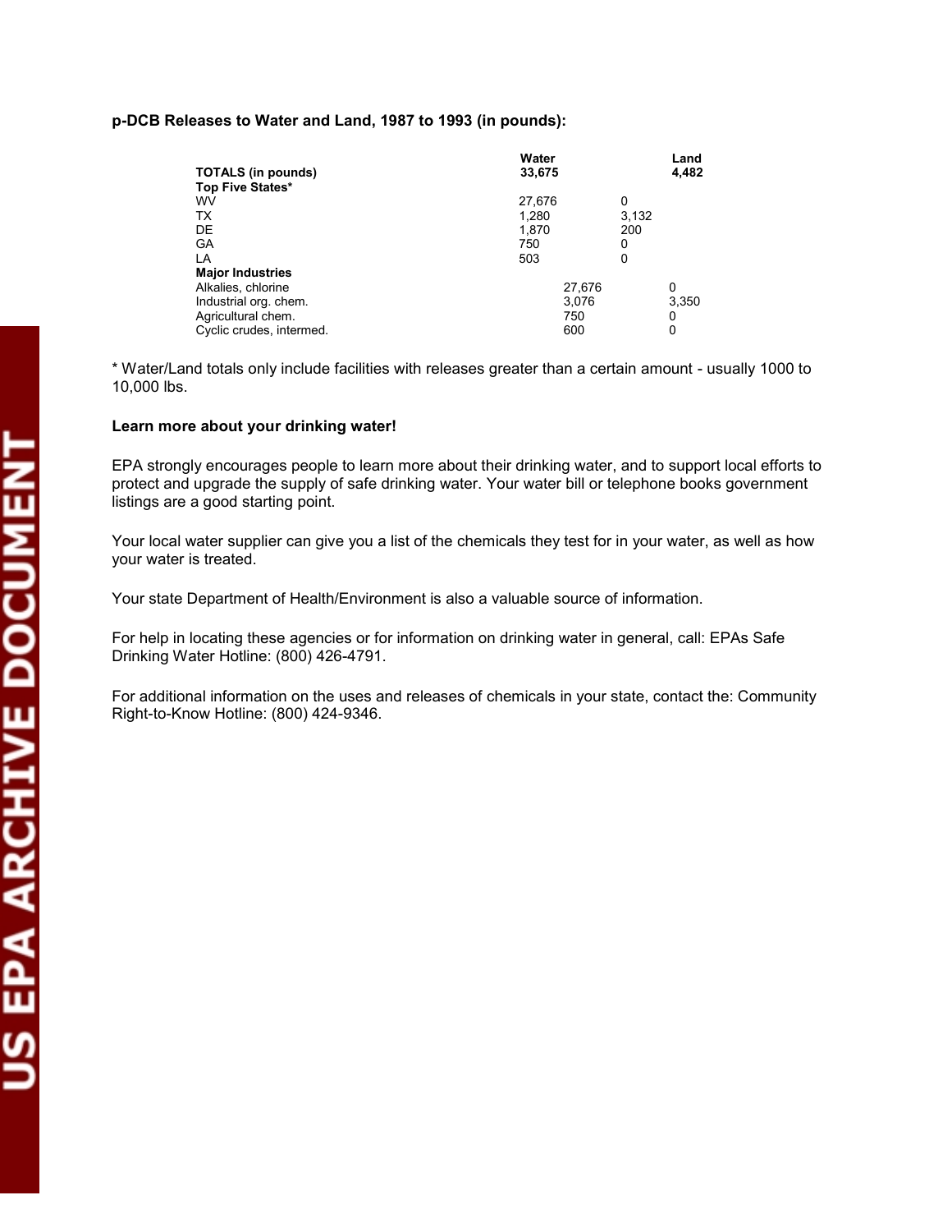**p-DCB Releases to Water and Land, 1987 to 1993 (in pounds):**

| | Water | Land |
|---|---|---|
| **TOTALS (in pounds)** | **33,675** | **4,482** |
| **Top Five States*** | | |
| WV | 27,676 | 0 |
| TX | 1,280 | 3,132 |
| DE | 1,870 | 200 |
| GA | 750 | 0 |
| LA | 503 | 0 |
| **Major Industries** | | |
| Alkalies, chlorine | 27,676 | 0 |
| Industrial org. chem. | 3,076 | 3,350 |
| Agricultural chem. | 750 | 0 |
| Cyclic crudes, intermed. | 600 | 0 |

* Water/Land totals only include facilities with releases greater than a certain amount - usually 1000 to 10,000 lbs.

**Learn more about your drinking water!**

EPA strongly encourages people to learn more about their drinking water, and to support local efforts to protect and upgrade the supply of safe drinking water. Your water bill or telephone books government listings are a good starting point.

Your local water supplier can give you a list of the chemicals they test for in your water, as well as how your water is treated.

Your state Department of Health/Environment is also a valuable source of information.

For help in locating these agencies or for information on drinking water in general, call: EPAs Safe Drinking Water Hotline: (800) 426-4791.

For additional information on the uses and releases of chemicals in your state, contact the: Community Right-to-Know Hotline: (800) 424-9346.